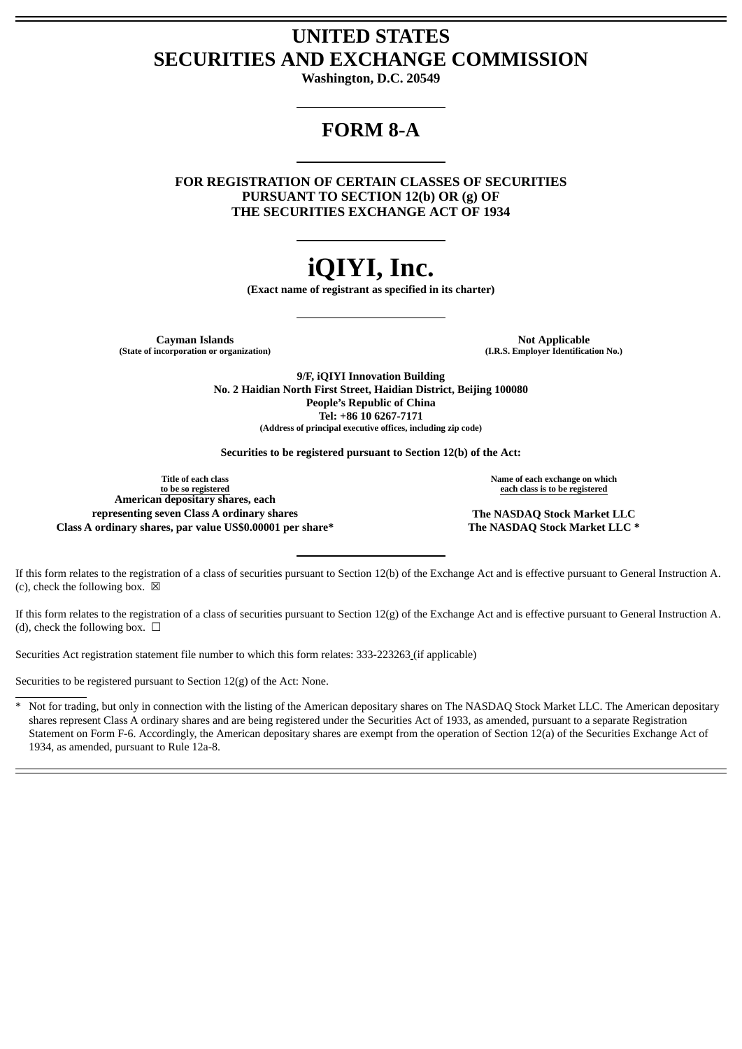# UNITED STATES
# SECURITIES AND EXCHANGE COMMISSION

**Washington, D.C. 20549**

## FORM 8-A

**FOR REGISTRATION OF CERTAIN CLASSES OF SECURITIES PURSUANT TO SECTION 12(b) OR (g) OF THE SECURITIES EXCHANGE ACT OF 1934**

# iQIYI, Inc.

**(Exact name of registrant as specified in its charter)**

| **Cayman Islands** | **Not Applicable** |
|---|---|
| **(State of incorporation or organization)** | **(I.R.S. Employer Identification No.)** |

**9/F, iQIYI Innovation Building**
**No. 2 Haidian North First Street, Haidian District, Beijing 100080**
**People's Republic of China**
**Tel: +86 10 6267-7171**
**(Address of principal executive offices, including zip code)**

**Securities to be registered pursuant to Section 12(b) of the Act:**

| Title of each class to be so registered | Name of each exchange on which each class is to be registered |
|---|---|
| **American depositary shares, each representing seven Class A ordinary shares** | **The NASDAQ Stock Market LLC** |
| **Class A ordinary shares, par value US$0.00001 per share*** | **The NASDAQ Stock Market LLC *** |

If this form relates to the registration of a class of securities pursuant to Section 12(b) of the Exchange Act and is effective pursuant to General Instruction A.(c), check the following box. ☒

If this form relates to the registration of a class of securities pursuant to Section 12(g) of the Exchange Act and is effective pursuant to General Instruction A.(d), check the following box. ☐

Securities Act registration statement file number to which this form relates: 333-223263 (if applicable)

Securities to be registered pursuant to Section 12(g) of the Act: None.

---

\* Not for trading, but only in connection with the listing of the American depositary shares on The NASDAQ Stock Market LLC. The American depositary shares represent Class A ordinary shares and are being registered under the Securities Act of 1933, as amended, pursuant to a separate Registration Statement on Form F-6. Accordingly, the American depositary shares are exempt from the operation of Section 12(a) of the Securities Exchange Act of 1934, as amended, pursuant to Rule 12a-8.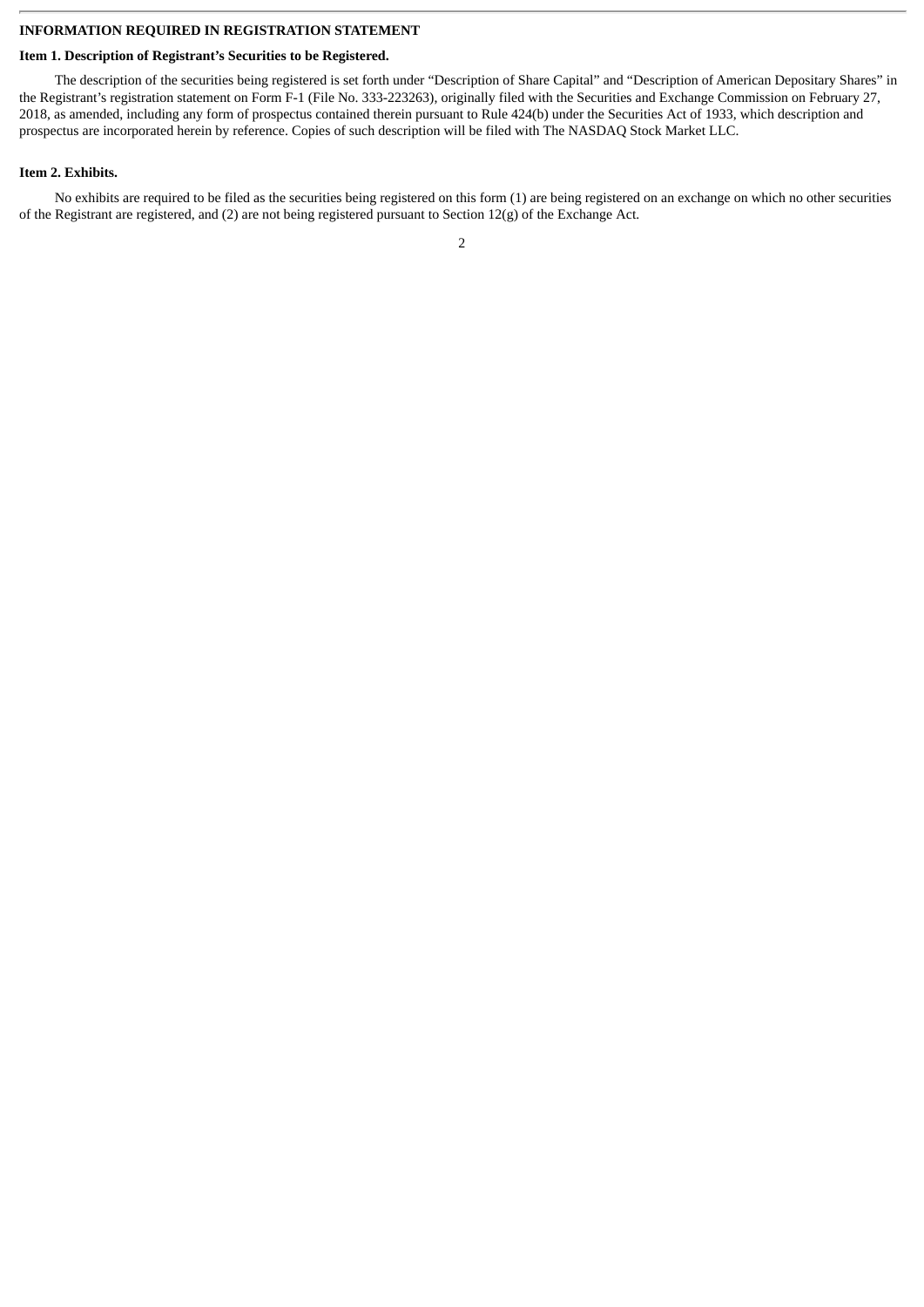**INFORMATION REQUIRED IN REGISTRATION STATEMENT**

**Item 1. Description of Registrant's Securities to be Registered.**

The description of the securities being registered is set forth under "Description of Share Capital" and "Description of American Depositary Shares" in the Registrant's registration statement on Form F-1 (File No. 333-223263), originally filed with the Securities and Exchange Commission on February 27, 2018, as amended, including any form of prospectus contained therein pursuant to Rule 424(b) under the Securities Act of 1933, which description and prospectus are incorporated herein by reference. Copies of such description will be filed with The NASDAQ Stock Market LLC.

**Item 2. Exhibits.**

No exhibits are required to be filed as the securities being registered on this form (1) are being registered on an exchange on which no other securities of the Registrant are registered, and (2) are not being registered pursuant to Section 12(g) of the Exchange Act.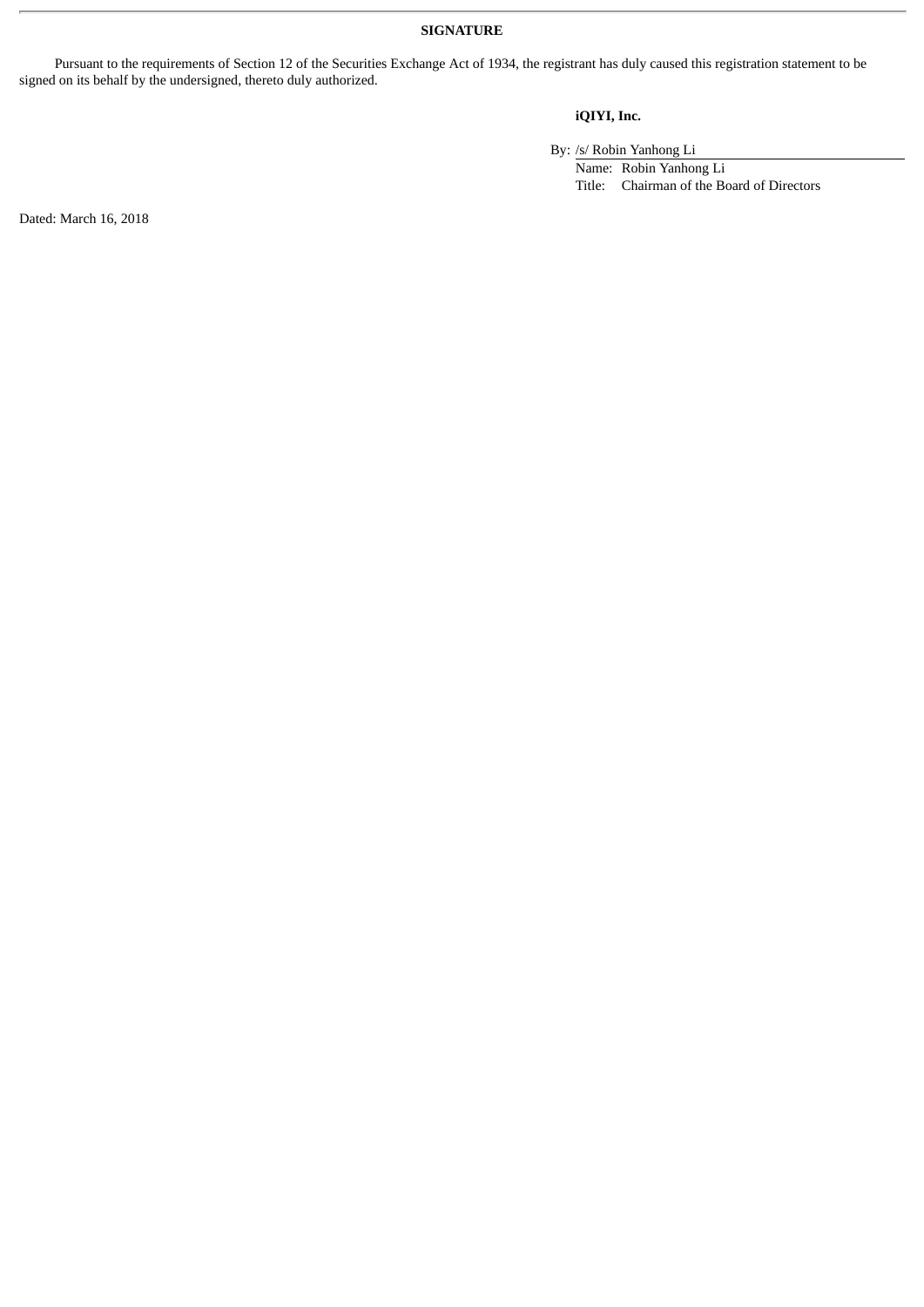## SIGNATURE

Pursuant to the requirements of Section 12 of the Securities Exchange Act of 1934, the registrant has duly caused this registration statement to be signed on its behalf by the undersigned, thereto duly authorized.

**iQIYI, Inc.**

By: /s/ Robin Yanhong Li

Name: Robin Yanhong Li

Title: Chairman of the Board of Directors

Dated: March 16, 2018